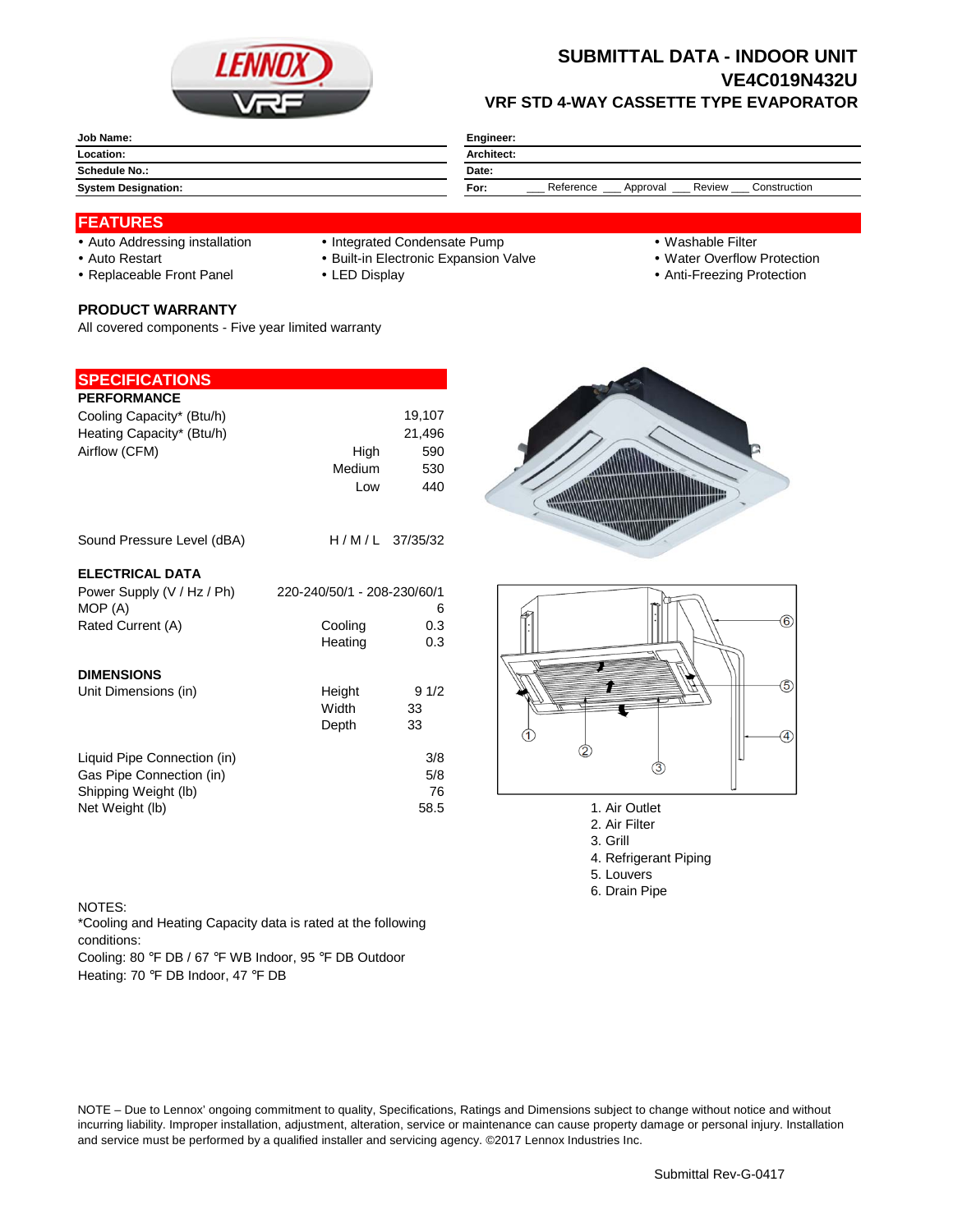# SUBMITTAL DATA - INDOOR UNIT
## VE4C019N432U
### VRF STD 4-WAY CASSETTE TYPE EVAPORATOR

| | |
|---|---|
| **Job Name:** | **Engineer:** |
| **Location:** | **Architect:** |
| **Schedule No.:** | **Date:** |
| **System Designation:** | **For:** ___ Reference ___ Approval ___ Review ___ Construction |

## FEATURES

- Auto Addressing installation
- Auto Restart
- Replaceable Front Panel
- Integrated Condensate Pump
- Built-in Electronic Expansion Valve
- LED Display
- Washable Filter
- Water Overflow Protection
- Anti-Freezing Protection

### PRODUCT WARRANTY

All covered components - Five year limited warranty

## SPECIFICATIONS

**PERFORMANCE**

| | | |
|---|---|---|
| Cooling Capacity* (Btu/h) | | 19,107 |
| Heating Capacity* (Btu/h) | | 21,496 |
| Airflow (CFM) | High | 590 |
| | Medium | 530 |
| | Low | 440 |
| Sound Pressure Level (dBA) | H / M / L | 37/35/32 |

**ELECTRICAL DATA**

| | | |
|---|---|---|
| Power Supply (V / Hz / Ph) | | 220-240/50/1 - 208-230/60/1 |
| MOP (A) | | 6 |
| Rated Current (A) | Cooling | 0.3 |
| | Heating | 0.3 |

**DIMENSIONS**

| | | |
|---|---|---|
| Unit Dimensions (in) | Height | 9 1/2 |
| | Width | 33 |
| | Depth | 33 |
| Liquid Pipe Connection (in) | | 3/8 |
| Gas Pipe Connection (in) | | 5/8 |
| Shipping Weight (lb) | | 76 |
| Net Weight (lb) | | 58.5 |

1. Air Outlet
2. Air Filter
3. Grill
4. Refrigerant Piping
5. Louvers
6. Drain Pipe

NOTES:
*Cooling and Heating Capacity data is rated at the following conditions:
Cooling: 80 °F DB / 67 °F WB Indoor, 95 °F DB Outdoor
Heating: 70 °F DB Indoor, 47 °F DB

NOTE – Due to Lennox' ongoing commitment to quality, Specifications, Ratings and Dimensions subject to change without notice and without incurring liability. Improper installation, adjustment, alteration, service or maintenance can cause property damage or personal injury. Installation and service must be performed by a qualified installer and servicing agency. ©2017 Lennox Industries Inc.

Submittal Rev-G-0417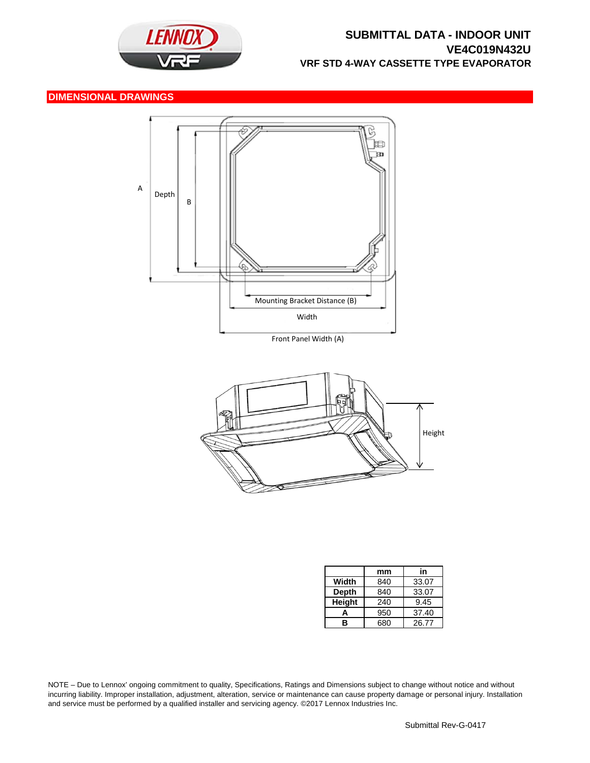# SUBMITTAL DATA - INDOOR UNIT
## VE4C019N432U
### VRF STD 4-WAY CASSETTE TYPE EVAPORATOR

## DIMENSIONAL DRAWINGS

A

Depth

B

Mounting Bracket Distance (B)

Width

Front Panel Width (A)

Height

| | mm | in |
|---|---|---|
| **Width** | 840 | 33.07 |
| **Depth** | 840 | 33.07 |
| **Height** | 240 | 9.45 |
| **A** | 950 | 37.40 |
| **B** | 680 | 26.77 |

NOTE – Due to Lennox' ongoing commitment to quality, Specifications, Ratings and Dimensions subject to change without notice and without incurring liability. Improper installation, adjustment, alteration, service or maintenance can cause property damage or personal injury. Installation and service must be performed by a qualified installer and servicing agency. ©2017 Lennox Industries Inc.

Submittal Rev-G-0417